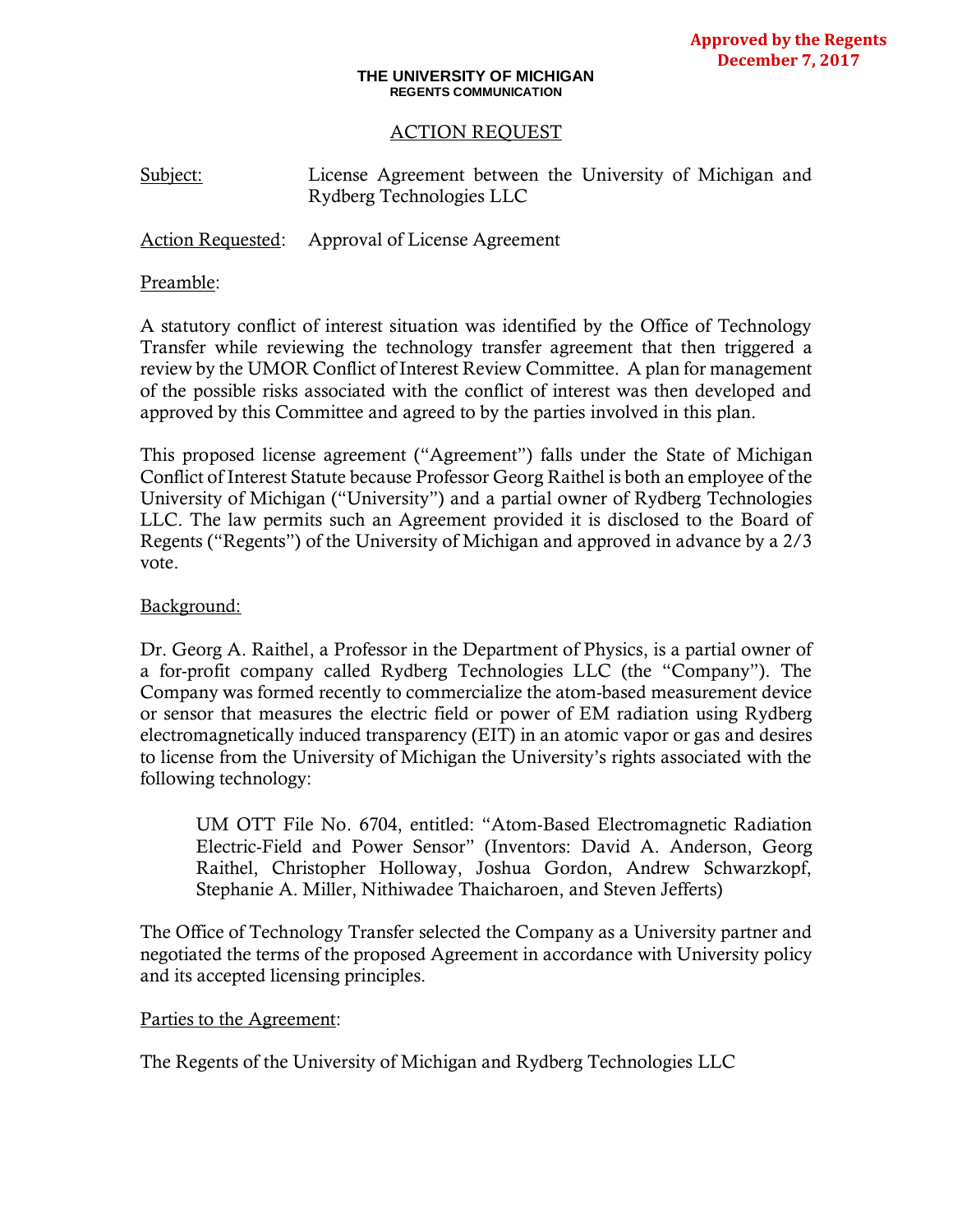**Approved by the Regents**
**December 7, 2017**

**THE UNIVERSITY OF MICHIGAN**
**REGENTS COMMUNICATION**

# ACTION REQUEST

Subject: License Agreement between the University of Michigan and Rydberg Technologies LLC

Action Requested: Approval of License Agreement

Preamble:

A statutory conflict of interest situation was identified by the Office of Technology Transfer while reviewing the technology transfer agreement that then triggered a review by the UMOR Conflict of Interest Review Committee. A plan for management of the possible risks associated with the conflict of interest was then developed and approved by this Committee and agreed to by the parties involved in this plan.

This proposed license agreement ("Agreement") falls under the State of Michigan Conflict of Interest Statute because Professor Georg Raithel is both an employee of the University of Michigan ("University") and a partial owner of Rydberg Technologies LLC. The law permits such an Agreement provided it is disclosed to the Board of Regents ("Regents") of the University of Michigan and approved in advance by a 2/3 vote.

Background:

Dr. Georg A. Raithel, a Professor in the Department of Physics, is a partial owner of a for-profit company called Rydberg Technologies LLC (the "Company"). The Company was formed recently to commercialize the atom-based measurement device or sensor that measures the electric field or power of EM radiation using Rydberg electromagnetically induced transparency (EIT) in an atomic vapor or gas and desires to license from the University of Michigan the University's rights associated with the following technology:

> UM OTT File No. 6704, entitled: "Atom-Based Electromagnetic Radiation Electric-Field and Power Sensor" (Inventors: David A. Anderson, Georg Raithel, Christopher Holloway, Joshua Gordon, Andrew Schwarzkopf, Stephanie A. Miller, Nithiwadee Thaicharoen, and Steven Jefferts)

The Office of Technology Transfer selected the Company as a University partner and negotiated the terms of the proposed Agreement in accordance with University policy and its accepted licensing principles.

Parties to the Agreement:

The Regents of the University of Michigan and Rydberg Technologies LLC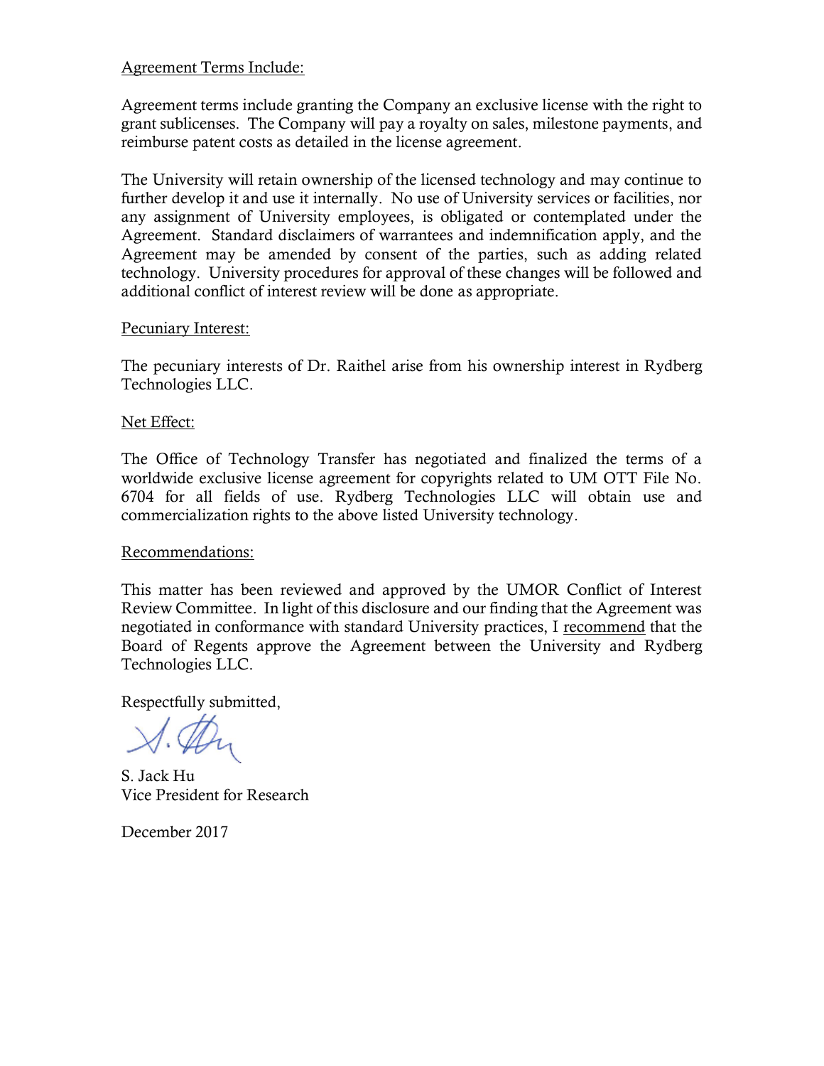<u>Agreement Terms Include:</u>

Agreement terms include granting the Company an exclusive license with the right to grant sublicenses. The Company will pay a royalty on sales, milestone payments, and reimburse patent costs as detailed in the license agreement.

The University will retain ownership of the licensed technology and may continue to further develop it and use it internally. No use of University services or facilities, nor any assignment of University employees, is obligated or contemplated under the Agreement. Standard disclaimers of warrantees and indemnification apply, and the Agreement may be amended by consent of the parties, such as adding related technology. University procedures for approval of these changes will be followed and additional conflict of interest review will be done as appropriate.

<u>Pecuniary Interest:</u>

The pecuniary interests of Dr. Raithel arise from his ownership interest in Rydberg Technologies LLC.

<u>Net Effect:</u>

The Office of Technology Transfer has negotiated and finalized the terms of a worldwide exclusive license agreement for copyrights related to UM OTT File No. 6704 for all fields of use. Rydberg Technologies LLC will obtain use and commercialization rights to the above listed University technology.

<u>Recommendations:</u>

This matter has been reviewed and approved by the UMOR Conflict of Interest Review Committee. In light of this disclosure and our finding that the Agreement was negotiated in conformance with standard University practices, I <u>recommend</u> that the Board of Regents approve the Agreement between the University and Rydberg Technologies LLC.

Respectfully submitted,

S. Jack Hu
Vice President for Research

December 2017